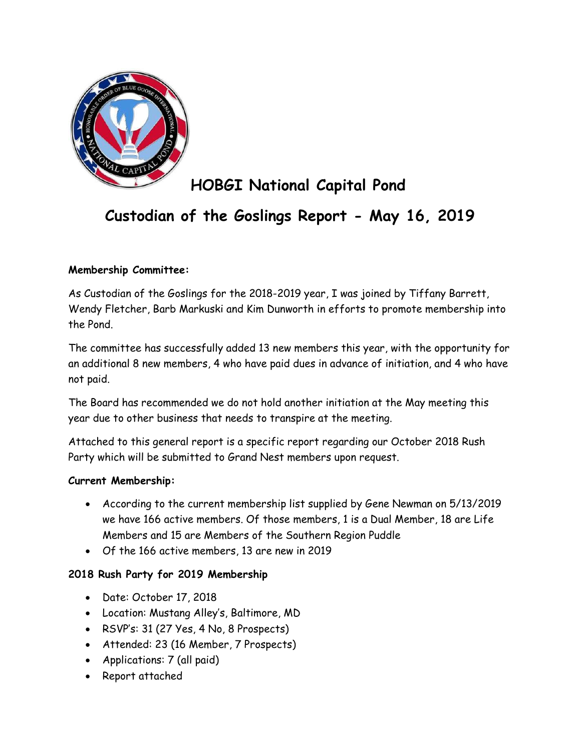# HOBGI National Capital Pond

## Custodian of the Goslings Report - May 16, 2019

**Membership Committee:**

As Custodian of the Goslings for the 2018-2019 year, I was joined by Tiffany Barrett, Wendy Fletcher, Barb Markuski and Kim Dunworth in efforts to promote membership into the Pond.

The committee has successfully added 13 new members this year, with the opportunity for an additional 8 new members, 4 who have paid dues in advance of initiation, and 4 who have not paid.

The Board has recommended we do not hold another initiation at the May meeting this year due to other business that needs to transpire at the meeting.

Attached to this general report is a specific report regarding our October 2018 Rush Party which will be submitted to Grand Nest members upon request.

**Current Membership:**

- According to the current membership list supplied by Gene Newman on 5/13/2019 we have 166 active members. Of those members, 1 is a Dual Member, 18 are Life Members and 15 are Members of the Southern Region Puddle
- Of the 166 active members, 13 are new in 2019

**2018 Rush Party for 2019 Membership**

- Date: October 17, 2018
- Location: Mustang Alley's, Baltimore, MD
- RSVP's: 31 (27 Yes, 4 No, 8 Prospects)
- Attended: 23 (16 Member, 7 Prospects)
- Applications: 7 (all paid)
- Report attached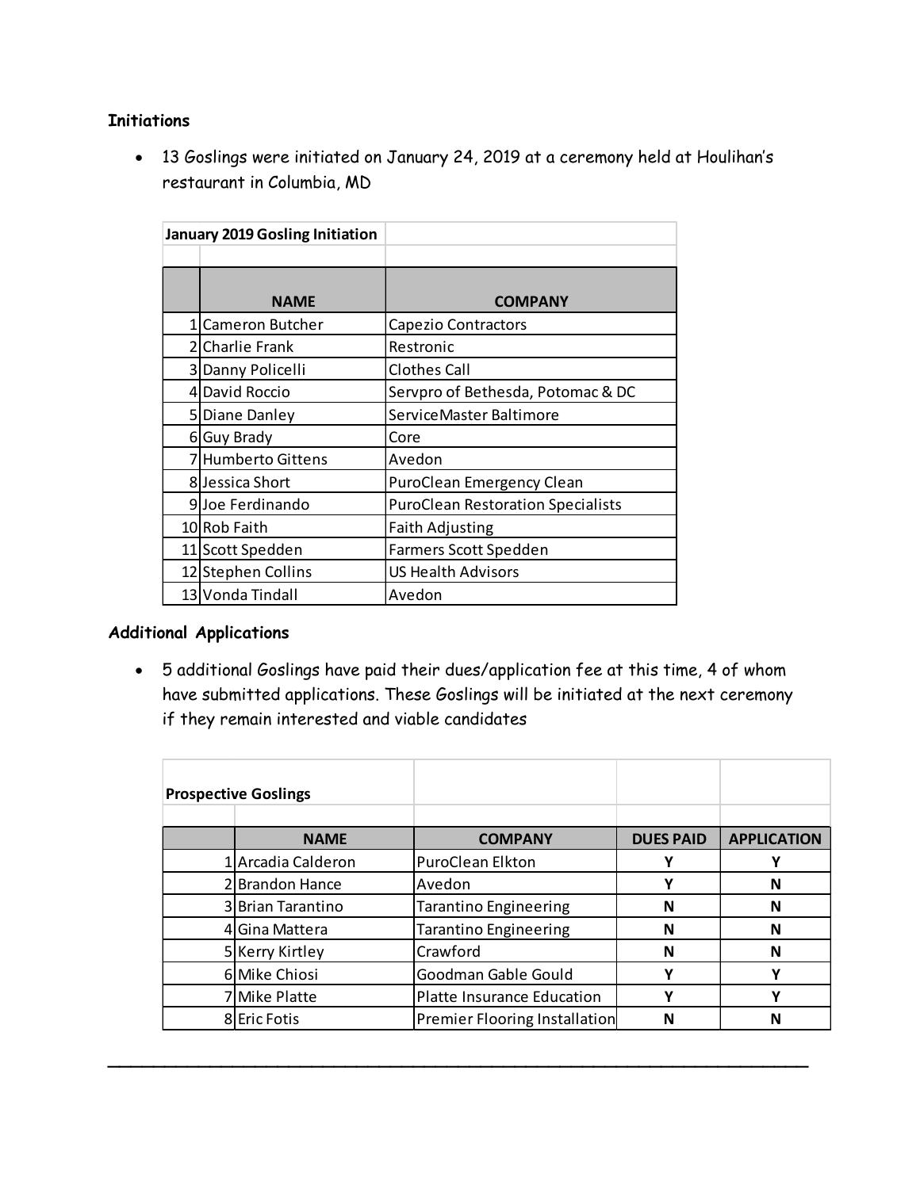**Initiations**

- 13 Goslings were initiated on January 24, 2019 at a ceremony held at Houlihan's restaurant in Columbia, MD

| January 2019 Gosling Initiation | | |
|---|---|---|
| | **NAME** | **COMPANY** |
| 1 | Cameron Butcher | Capezio Contractors |
| 2 | Charlie Frank | Restronic |
| 3 | Danny Policelli | Clothes Call |
| 4 | David Roccio | Servpro of Bethesda, Potomac & DC |
| 5 | Diane Danley | ServiceMaster Baltimore |
| 6 | Guy Brady | Core |
| 7 | Humberto Gittens | Avedon |
| 8 | Jessica Short | PuroClean Emergency Clean |
| 9 | Joe Ferdinando | PuroClean Restoration Specialists |
| 10 | Rob Faith | Faith Adjusting |
| 11 | Scott Spedden | Farmers Scott Spedden |
| 12 | Stephen Collins | US Health Advisors |
| 13 | Vonda Tindall | Avedon |

**Additional Applications**

- 5 additional Goslings have paid their dues/application fee at this time, 4 of whom have submitted applications. These Goslings will be initiated at the next ceremony if they remain interested and viable candidates

| Prospective Goslings | | | | |
|---|---|---|---|---|
| | **NAME** | **COMPANY** | **DUES PAID** | **APPLICATION** |
| 1 | Arcadia Calderon | PuroClean Elkton | Y | Y |
| 2 | Brandon Hance | Avedon | Y | N |
| 3 | Brian Tarantino | Tarantino Engineering | N | N |
| 4 | Gina Mattera | Tarantino Engineering | N | N |
| 5 | Kerry Kirtley | Crawford | N | N |
| 6 | Mike Chiosi | Goodman Gable Gould | Y | Y |
| 7 | Mike Platte | Platte Insurance Education | Y | Y |
| 8 | Eric Fotis | Premier Flooring Installation | N | N |

---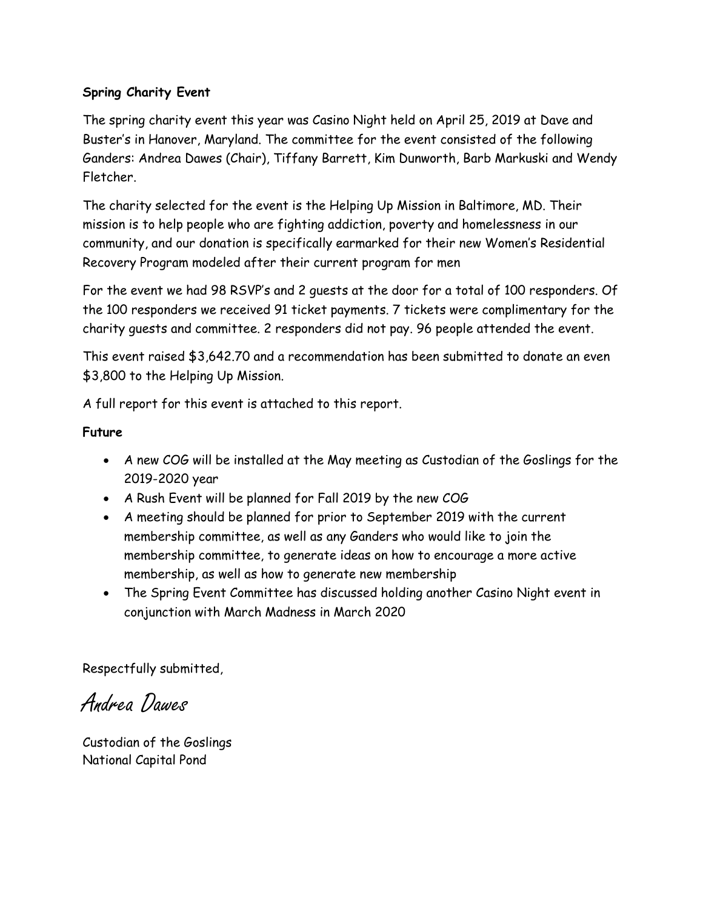**Spring Charity Event**

The spring charity event this year was Casino Night held on April 25, 2019 at Dave and Buster's in Hanover, Maryland. The committee for the event consisted of the following Ganders: Andrea Dawes (Chair), Tiffany Barrett, Kim Dunworth, Barb Markuski and Wendy Fletcher.

The charity selected for the event is the Helping Up Mission in Baltimore, MD. Their mission is to help people who are fighting addiction, poverty and homelessness in our community, and our donation is specifically earmarked for their new Women's Residential Recovery Program modeled after their current program for men

For the event we had 98 RSVP's and 2 guests at the door for a total of 100 responders. Of the 100 responders we received 91 ticket payments. 7 tickets were complimentary for the charity guests and committee. 2 responders did not pay. 96 people attended the event.

This event raised $3,642.70 and a recommendation has been submitted to donate an even $3,800 to the Helping Up Mission.

A full report for this event is attached to this report.

**Future**

- A new COG will be installed at the May meeting as Custodian of the Goslings for the 2019-2020 year
- A Rush Event will be planned for Fall 2019 by the new COG
- A meeting should be planned for prior to September 2019 with the current membership committee, as well as any Ganders who would like to join the membership committee, to generate ideas on how to encourage a more active membership, as well as how to generate new membership
- The Spring Event Committee has discussed holding another Casino Night event in conjunction with March Madness in March 2020

Respectfully submitted,

*Andrea Dawes*

Custodian of the Goslings
National Capital Pond